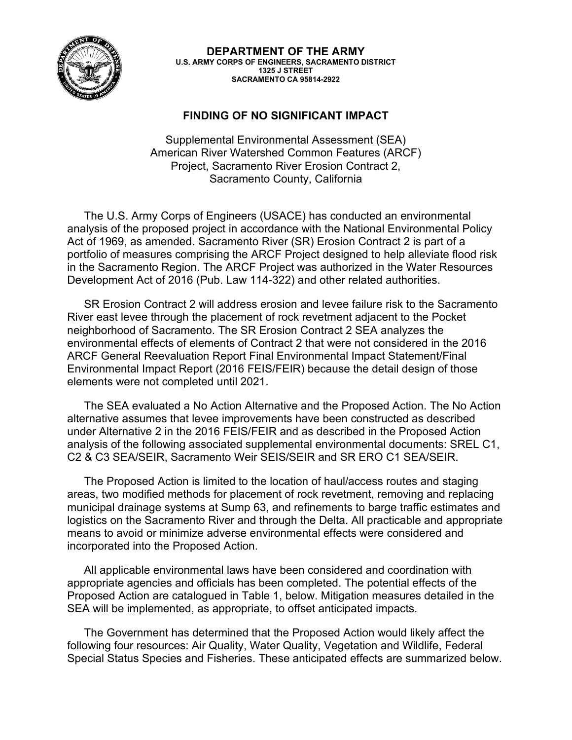**DEPARTMENT OF THE ARMY**
**U.S. ARMY CORPS OF ENGINEERS, SACRAMENTO DISTRICT**
**1325 J STREET**
**SACRAMENTO CA 95814-2922**

# FINDING OF NO SIGNIFICANT IMPACT

Supplemental Environmental Assessment (SEA)
American River Watershed Common Features (ARCF)
Project, Sacramento River Erosion Contract 2,
Sacramento County, California

The U.S. Army Corps of Engineers (USACE) has conducted an environmental analysis of the proposed project in accordance with the National Environmental Policy Act of 1969, as amended. Sacramento River (SR) Erosion Contract 2 is part of a portfolio of measures comprising the ARCF Project designed to help alleviate flood risk in the Sacramento Region. The ARCF Project was authorized in the Water Resources Development Act of 2016 (Pub. Law 114-322) and other related authorities.

SR Erosion Contract 2 will address erosion and levee failure risk to the Sacramento River east levee through the placement of rock revetment adjacent to the Pocket neighborhood of Sacramento. The SR Erosion Contract 2 SEA analyzes the environmental effects of elements of Contract 2 that were not considered in the 2016 ARCF General Reevaluation Report Final Environmental Impact Statement/Final Environmental Impact Report (2016 FEIS/FEIR) because the detail design of those elements were not completed until 2021.

The SEA evaluated a No Action Alternative and the Proposed Action. The No Action alternative assumes that levee improvements have been constructed as described under Alternative 2 in the 2016 FEIS/FEIR and as described in the Proposed Action analysis of the following associated supplemental environmental documents: SREL C1, C2 & C3 SEA/SEIR, Sacramento Weir SEIS/SEIR and SR ERO C1 SEA/SEIR.

The Proposed Action is limited to the location of haul/access routes and staging areas, two modified methods for placement of rock revetment, removing and replacing municipal drainage systems at Sump 63, and refinements to barge traffic estimates and logistics on the Sacramento River and through the Delta. All practicable and appropriate means to avoid or minimize adverse environmental effects were considered and incorporated into the Proposed Action.

All applicable environmental laws have been considered and coordination with appropriate agencies and officials has been completed. The potential effects of the Proposed Action are catalogued in Table 1, below. Mitigation measures detailed in the SEA will be implemented, as appropriate, to offset anticipated impacts.

The Government has determined that the Proposed Action would likely affect the following four resources: Air Quality, Water Quality, Vegetation and Wildlife, Federal Special Status Species and Fisheries. These anticipated effects are summarized below.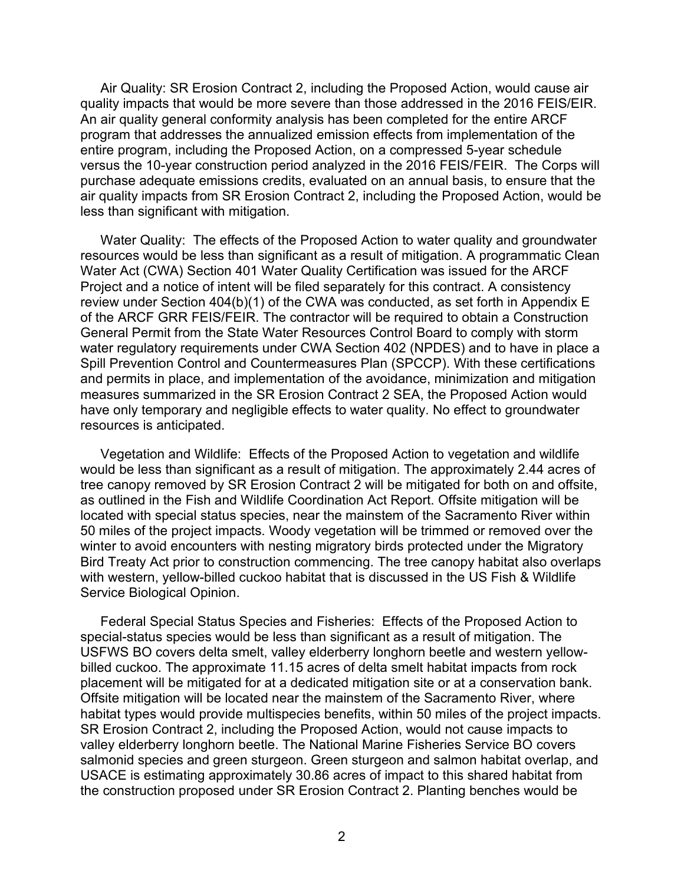Air Quality: SR Erosion Contract 2, including the Proposed Action, would cause air quality impacts that would be more severe than those addressed in the 2016 FEIS/EIR. An air quality general conformity analysis has been completed for the entire ARCF program that addresses the annualized emission effects from implementation of the entire program, including the Proposed Action, on a compressed 5-year schedule versus the 10-year construction period analyzed in the 2016 FEIS/FEIR. The Corps will purchase adequate emissions credits, evaluated on an annual basis, to ensure that the air quality impacts from SR Erosion Contract 2, including the Proposed Action, would be less than significant with mitigation.

Water Quality: The effects of the Proposed Action to water quality and groundwater resources would be less than significant as a result of mitigation. A programmatic Clean Water Act (CWA) Section 401 Water Quality Certification was issued for the ARCF Project and a notice of intent will be filed separately for this contract. A consistency review under Section 404(b)(1) of the CWA was conducted, as set forth in Appendix E of the ARCF GRR FEIS/FEIR. The contractor will be required to obtain a Construction General Permit from the State Water Resources Control Board to comply with storm water regulatory requirements under CWA Section 402 (NPDES) and to have in place a Spill Prevention Control and Countermeasures Plan (SPCCP). With these certifications and permits in place, and implementation of the avoidance, minimization and mitigation measures summarized in the SR Erosion Contract 2 SEA, the Proposed Action would have only temporary and negligible effects to water quality. No effect to groundwater resources is anticipated.

Vegetation and Wildlife: Effects of the Proposed Action to vegetation and wildlife would be less than significant as a result of mitigation. The approximately 2.44 acres of tree canopy removed by SR Erosion Contract 2 will be mitigated for both on and offsite, as outlined in the Fish and Wildlife Coordination Act Report. Offsite mitigation will be located with special status species, near the mainstem of the Sacramento River within 50 miles of the project impacts. Woody vegetation will be trimmed or removed over the winter to avoid encounters with nesting migratory birds protected under the Migratory Bird Treaty Act prior to construction commencing. The tree canopy habitat also overlaps with western, yellow-billed cuckoo habitat that is discussed in the US Fish & Wildlife Service Biological Opinion.

Federal Special Status Species and Fisheries: Effects of the Proposed Action to special-status species would be less than significant as a result of mitigation. The USFWS BO covers delta smelt, valley elderberry longhorn beetle and western yellow-billed cuckoo. The approximate 11.15 acres of delta smelt habitat impacts from rock placement will be mitigated for at a dedicated mitigation site or at a conservation bank. Offsite mitigation will be located near the mainstem of the Sacramento River, where habitat types would provide multispecies benefits, within 50 miles of the project impacts. SR Erosion Contract 2, including the Proposed Action, would not cause impacts to valley elderberry longhorn beetle. The National Marine Fisheries Service BO covers salmonid species and green sturgeon. Green sturgeon and salmon habitat overlap, and USACE is estimating approximately 30.86 acres of impact to this shared habitat from the construction proposed under SR Erosion Contract 2. Planting benches would be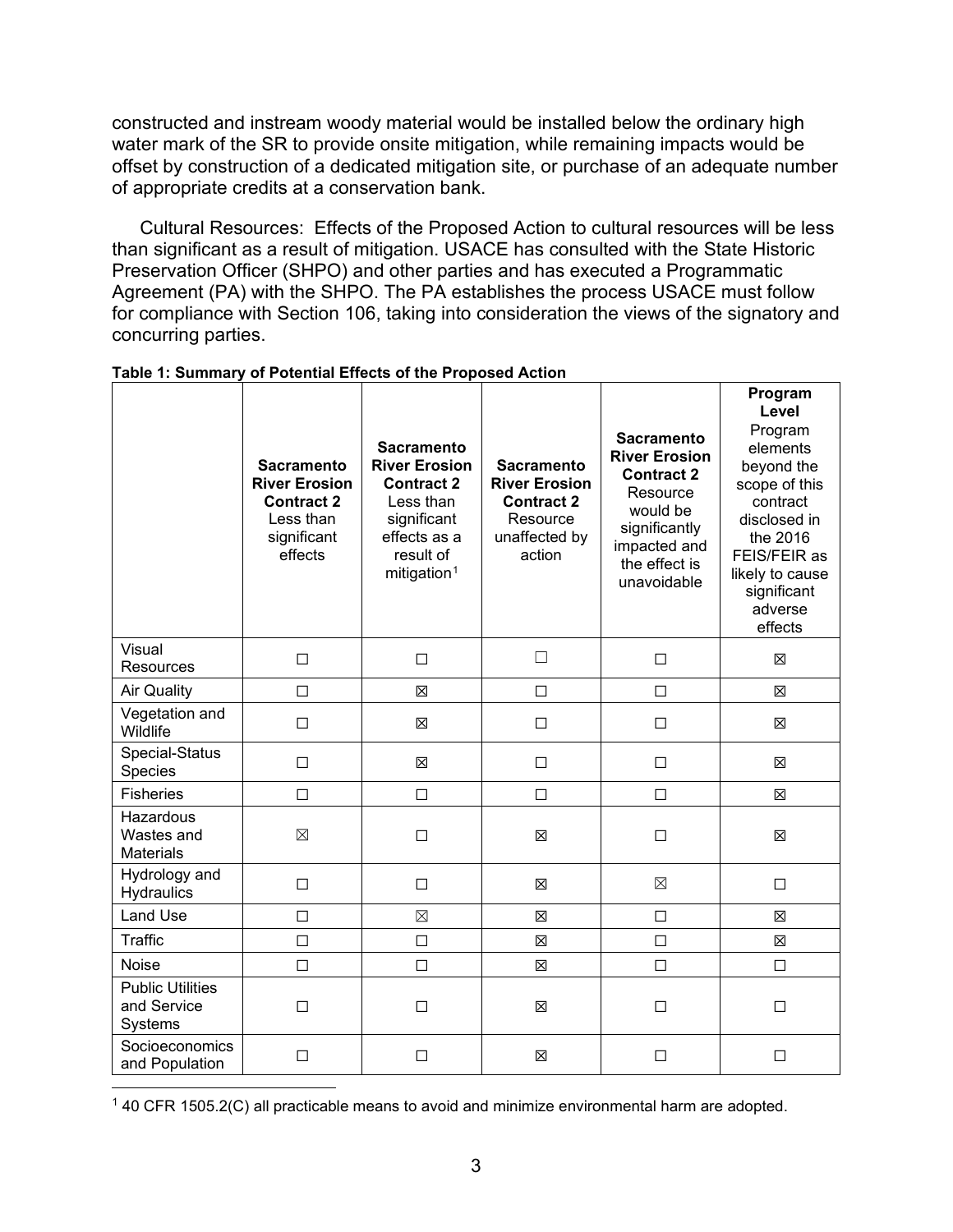constructed and instream woody material would be installed below the ordinary high water mark of the SR to provide onsite mitigation, while remaining impacts would be offset by construction of a dedicated mitigation site, or purchase of an adequate number of appropriate credits at a conservation bank.

Cultural Resources: Effects of the Proposed Action to cultural resources will be less than significant as a result of mitigation. USACE has consulted with the State Historic Preservation Officer (SHPO) and other parties and has executed a Programmatic Agreement (PA) with the SHPO. The PA establishes the process USACE must follow for compliance with Section 106, taking into consideration the views of the signatory and concurring parties.

**Table 1: Summary of Potential Effects of the Proposed Action**

| | **Sacramento River Erosion Contract 2** Less than significant effects | **Sacramento River Erosion Contract 2** Less than significant effects as a result of mitigation[1] | **Sacramento River Erosion Contract 2** Resource unaffected by action | **Sacramento River Erosion Contract 2** Resource would be significantly impacted and the effect is unavoidable | **Program Level** Program elements beyond the scope of this contract disclosed in the 2016 FEIS/FEIR as likely to cause significant adverse effects |
|---|---|---|---|---|---|
| Visual Resources | ☐ | ☐ | ☐ | ☐ | ☒ |
| Air Quality | ☐ | ☒ | ☐ | ☐ | ☒ |
| Vegetation and Wildlife | ☐ | ☒ | ☐ | ☐ | ☒ |
| Special-Status Species | ☐ | ☒ | ☐ | ☐ | ☒ |
| Fisheries | ☐ | ☐ | ☐ | ☐ | ☒ |
| Hazardous Wastes and Materials | ☒ | ☐ | ☒ | ☐ | ☒ |
| Hydrology and Hydraulics | ☐ | ☐ | ☒ | ☒ | ☐ |
| Land Use | ☐ | ☒ | ☒ | ☐ | ☒ |
| Traffic | ☐ | ☐ | ☒ | ☐ | ☒ |
| Noise | ☐ | ☐ | ☒ | ☐ | ☐ |
| Public Utilities and Service Systems | ☐ | ☐ | ☒ | ☐ | ☐ |
| Socioeconomics and Population | ☐ | ☐ | ☒ | ☐ | ☐ |

[1] 40 CFR 1505.2(C) all practicable means to avoid and minimize environmental harm are adopted.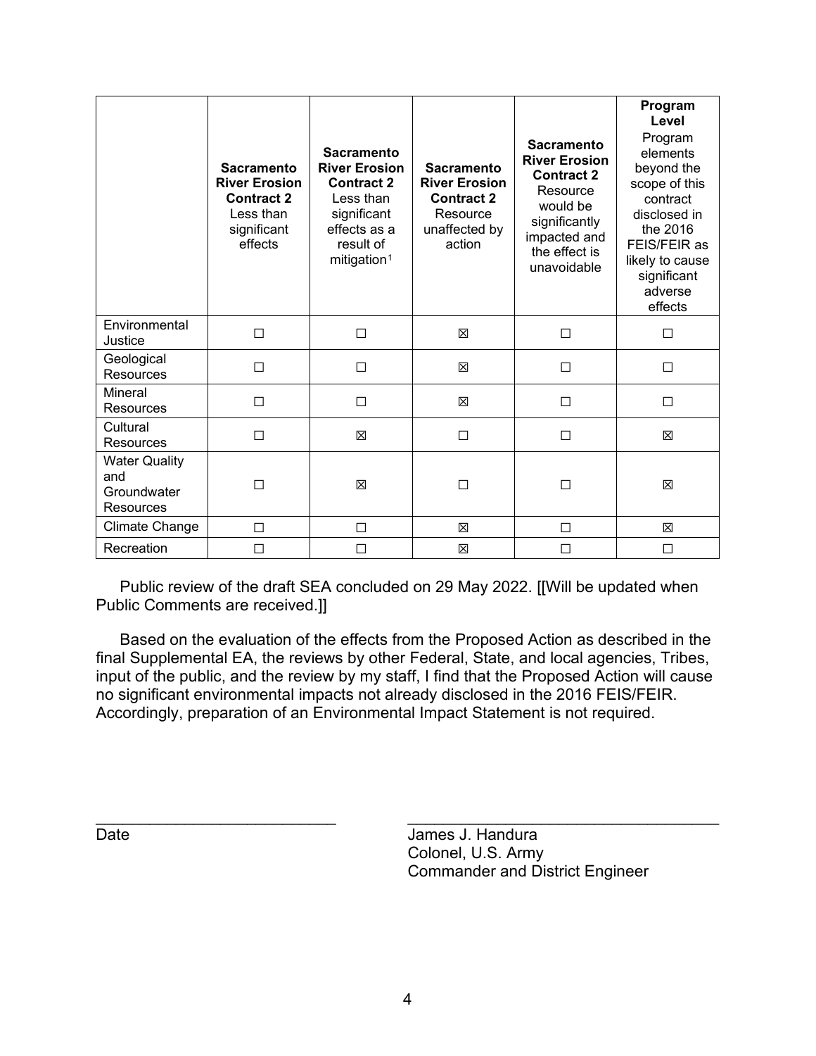| | **Sacramento River Erosion Contract 2** Less than significant effects | **Sacramento River Erosion Contract 2** Less than significant effects as a result of mitigation[1] | **Sacramento River Erosion Contract 2** Resource unaffected by action | **Sacramento River Erosion Contract 2** Resource would be significantly impacted and the effect is unavoidable | **Program Level** Program elements beyond the scope of this contract disclosed in the 2016 FEIS/FEIR as likely to cause significant adverse effects |
|---|---|---|---|---|---|
| Environmental Justice | ☐ | ☐ | ☒ | ☐ | ☐ |
| Geological Resources | ☐ | ☐ | ☒ | ☐ | ☐ |
| Mineral Resources | ☐ | ☐ | ☒ | ☐ | ☐ |
| Cultural Resources | ☐ | ☒ | ☐ | ☐ | ☒ |
| Water Quality and Groundwater Resources | ☐ | ☒ | ☐ | ☐ | ☒ |
| Climate Change | ☐ | ☐ | ☒ | ☐ | ☒ |
| Recreation | ☐ | ☐ | ☒ | ☐ | ☐ |

Public review of the draft SEA concluded on 29 May 2022. [[Will be updated when Public Comments are received.]]

Based on the evaluation of the effects from the Proposed Action as described in the final Supplemental EA, the reviews by other Federal, State, and local agencies, Tribes, input of the public, and the review by my staff, I find that the Proposed Action will cause no significant environmental impacts not already disclosed in the 2016 FEIS/FEIR. Accordingly, preparation of an Environmental Impact Statement is not required.

\_\_\_\_\_\_\_\_\_\_\_\_\_\_\_\_\_\_\_\_\_\_\_\_\_\_\_\_
Date

\_\_\_\_\_\_\_\_\_\_\_\_\_\_\_\_\_\_\_\_\_\_\_\_\_\_\_\_\_\_\_\_\_\_\_\_
James J. Handura
Colonel, U.S. Army
Commander and District Engineer